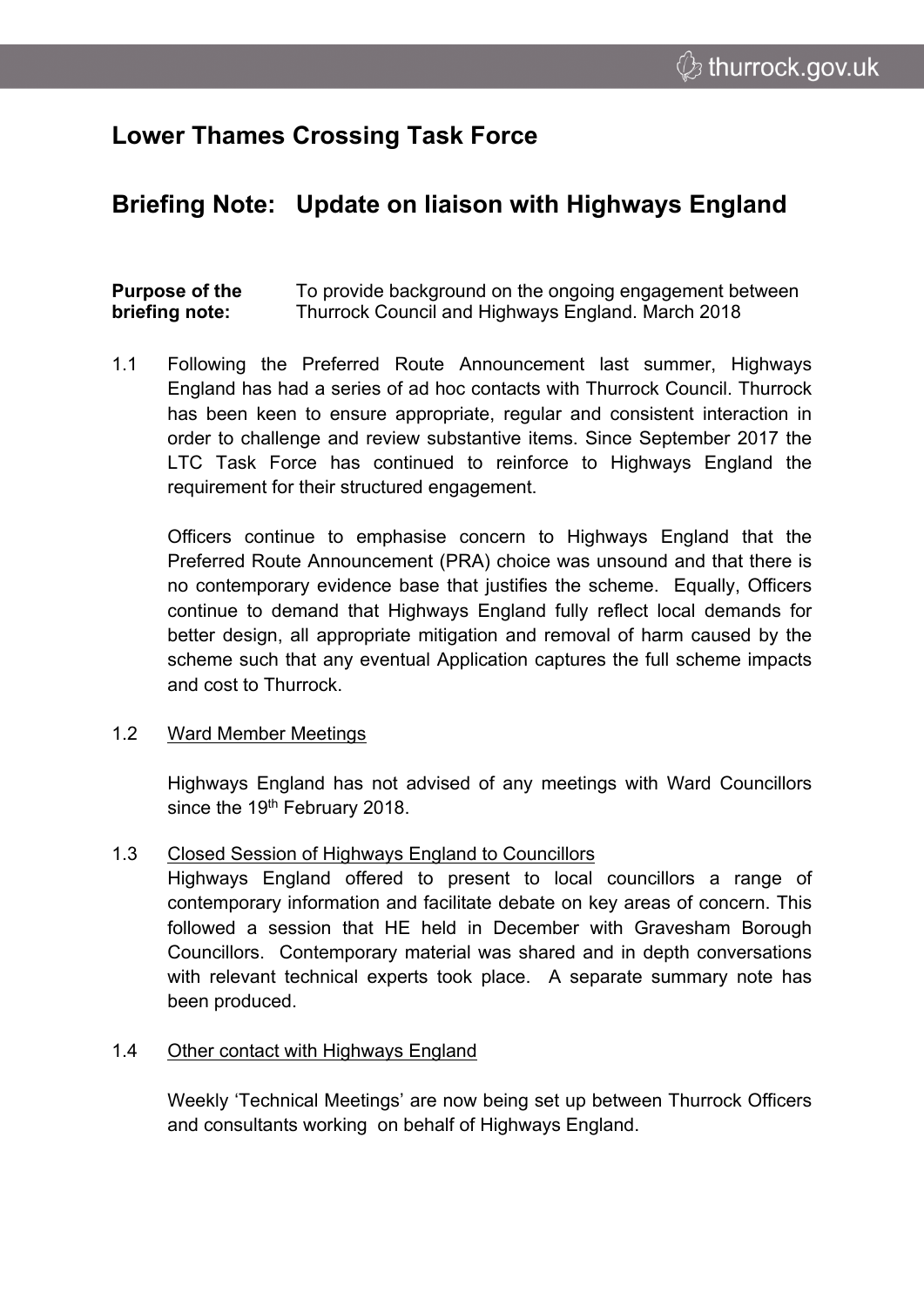# Lower Thames Crossing Task Force

## Briefing Note: Update on liaison with Highways England

**Purpose of the briefing note:** To provide background on the ongoing engagement between Thurrock Council and Highways England. March 2018

1.1 Following the Preferred Route Announcement last summer, Highways England has had a series of ad hoc contacts with Thurrock Council. Thurrock has been keen to ensure appropriate, regular and consistent interaction in order to challenge and review substantive items. Since September 2017 the LTC Task Force has continued to reinforce to Highways England the requirement for their structured engagement.

Officers continue to emphasise concern to Highways England that the Preferred Route Announcement (PRA) choice was unsound and that there is no contemporary evidence base that justifies the scheme. Equally, Officers continue to demand that Highways England fully reflect local demands for better design, all appropriate mitigation and removal of harm caused by the scheme such that any eventual Application captures the full scheme impacts and cost to Thurrock.

1.2 Ward Member Meetings

Highways England has not advised of any meetings with Ward Councillors since the 19th February 2018.

1.3 Closed Session of Highways England to Councillors

Highways England offered to present to local councillors a range of contemporary information and facilitate debate on key areas of concern. This followed a session that HE held in December with Gravesham Borough Councillors. Contemporary material was shared and in depth conversations with relevant technical experts took place. A separate summary note has been produced.

1.4 Other contact with Highways England

Weekly 'Technical Meetings' are now being set up between Thurrock Officers and consultants working on behalf of Highways England.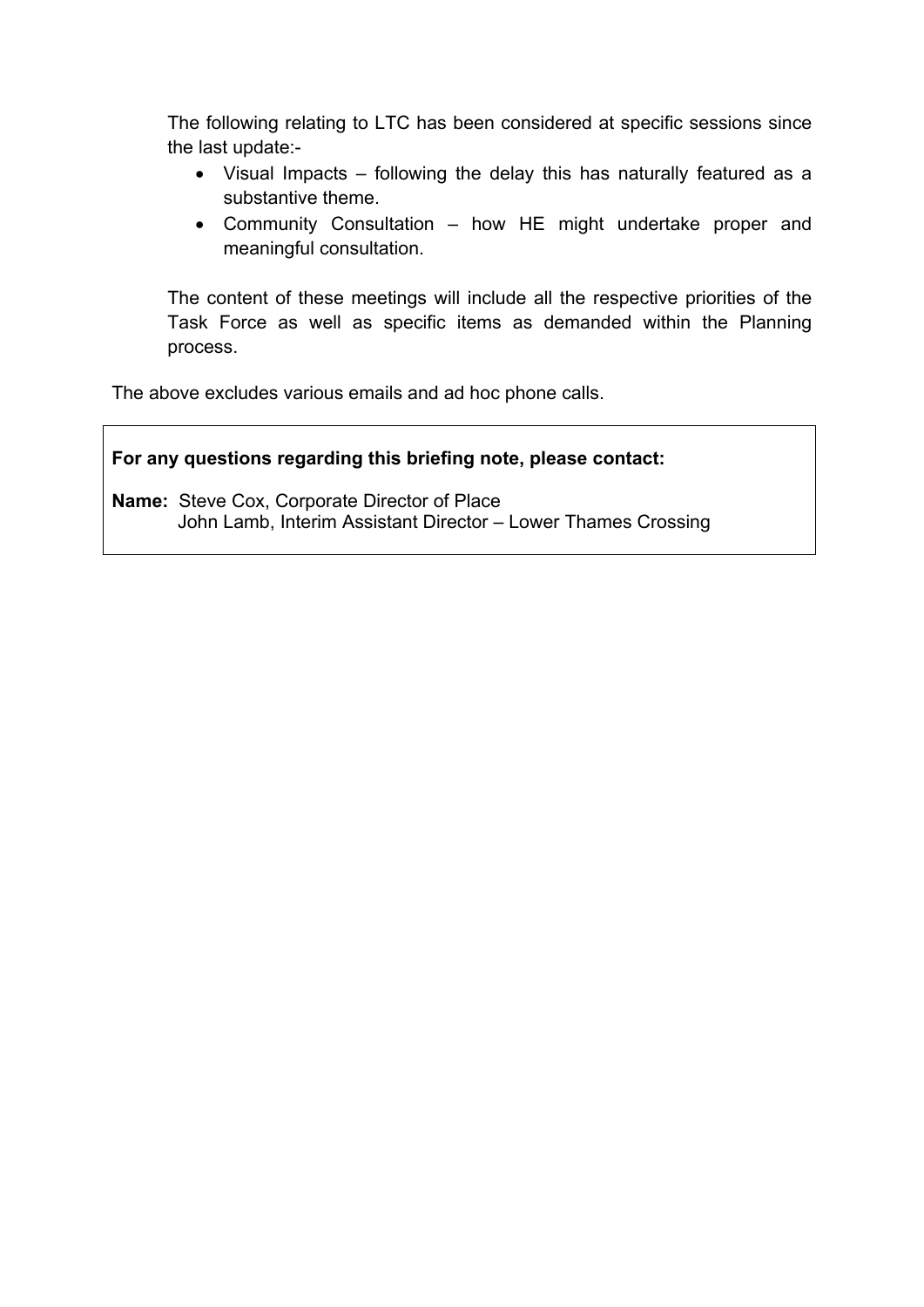The following relating to LTC has been considered at specific sessions since the last update:-

- Visual Impacts – following the delay this has naturally featured as a substantive theme.
- Community Consultation – how HE might undertake proper and meaningful consultation.

The content of these meetings will include all the respective priorities of the Task Force as well as specific items as demanded within the Planning process.

The above excludes various emails and ad hoc phone calls.

**For any questions regarding this briefing note, please contact:**

**Name:** Steve Cox, Corporate Director of Place
John Lamb, Interim Assistant Director – Lower Thames Crossing